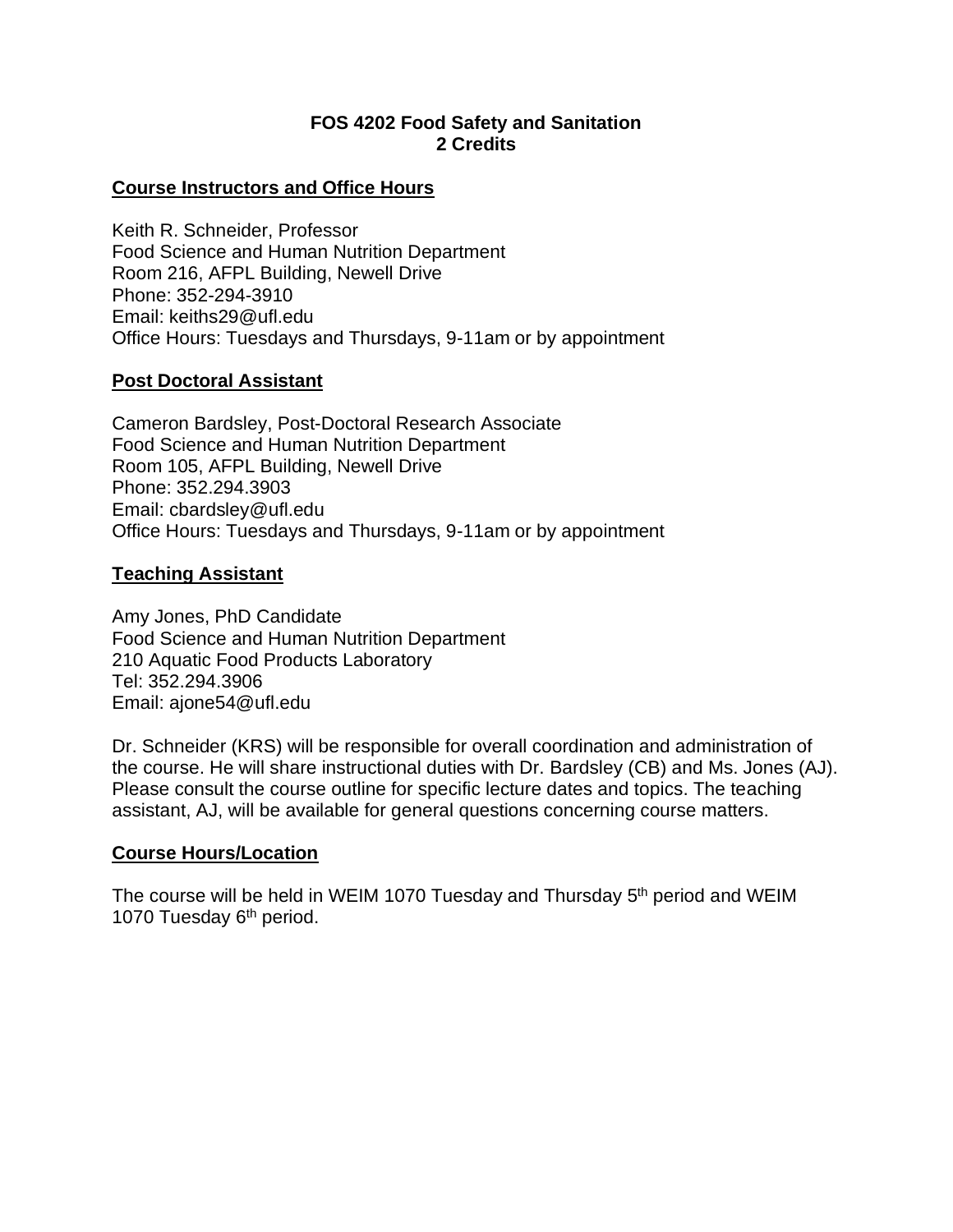# FOS 4202 Food Safety and Sanitation
**2 Credits**

## Course Instructors and Office Hours

Keith R. Schneider, Professor
Food Science and Human Nutrition Department
Room 216, AFPL Building, Newell Drive
Phone: 352-294-3910
Email: keiths29@ufl.edu
Office Hours: Tuesdays and Thursdays, 9-11am or by appointment

## Post Doctoral Assistant

Cameron Bardsley, Post-Doctoral Research Associate
Food Science and Human Nutrition Department
Room 105, AFPL Building, Newell Drive
Phone: 352.294.3903
Email: cbardsley@ufl.edu
Office Hours: Tuesdays and Thursdays, 9-11am or by appointment

## Teaching Assistant

Amy Jones, PhD Candidate
Food Science and Human Nutrition Department
210 Aquatic Food Products Laboratory
Tel: 352.294.3906
Email: ajone54@ufl.edu

Dr. Schneider (KRS) will be responsible for overall coordination and administration of the course. He will share instructional duties with Dr. Bardsley (CB) and Ms. Jones (AJ). Please consult the course outline for specific lecture dates and topics. The teaching assistant, AJ, will be available for general questions concerning course matters.

## Course Hours/Location

The course will be held in WEIM 1070 Tuesday and Thursday 5th period and WEIM 1070 Tuesday 6th period.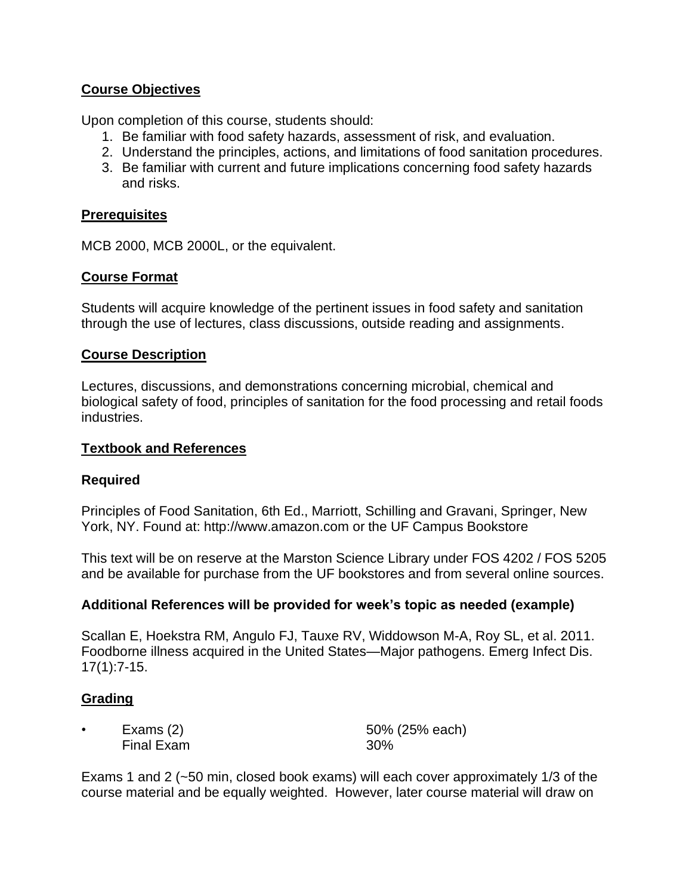## Course Objectives

Upon completion of this course, students should:

1. Be familiar with food safety hazards, assessment of risk, and evaluation.
2. Understand the principles, actions, and limitations of food sanitation procedures.
3. Be familiar with current and future implications concerning food safety hazards and risks.

## Prerequisites

MCB 2000, MCB 2000L, or the equivalent.

## Course Format

Students will acquire knowledge of the pertinent issues in food safety and sanitation through the use of lectures, class discussions, outside reading and assignments.

## Course Description

Lectures, discussions, and demonstrations concerning microbial, chemical and biological safety of food, principles of sanitation for the food processing and retail foods industries.

## Textbook and References

### Required

Principles of Food Sanitation, 6th Ed., Marriott, Schilling and Gravani, Springer, New York, NY. Found at: http://www.amazon.com or the UF Campus Bookstore

This text will be on reserve at the Marston Science Library under FOS 4202 / FOS 5205 and be available for purchase from the UF bookstores and from several online sources.

### Additional References will be provided for week's topic as needed (example)

Scallan E, Hoekstra RM, Angulo FJ, Tauxe RV, Widdowson M-A, Roy SL, et al. 2011. Foodborne illness acquired in the United States—Major pathogens. Emerg Infect Dis. 17(1):7-15.

## Grading

| | | |
|---|---|---|
| • | Exams (2) | 50% (25% each) |
| | Final Exam | 30% |

Exams 1 and 2 (~50 min, closed book exams) will each cover approximately 1/3 of the course material and be equally weighted. However, later course material will draw on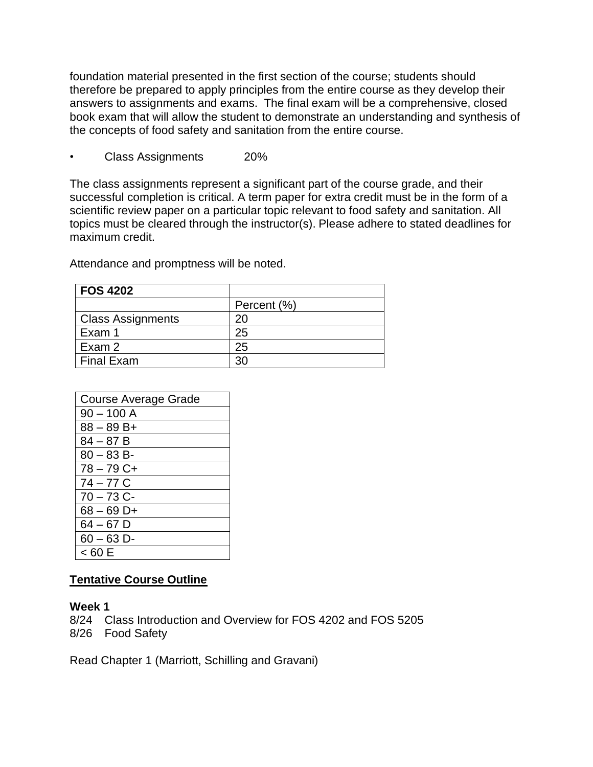foundation material presented in the first section of the course; students should therefore be prepared to apply principles from the entire course as they develop their answers to assignments and exams. The final exam will be a comprehensive, closed book exam that will allow the student to demonstrate an understanding and synthesis of the concepts of food safety and sanitation from the entire course.

- Class Assignments 20%

The class assignments represent a significant part of the course grade, and their successful completion is critical. A term paper for extra credit must be in the form of a scientific review paper on a particular topic relevant to food safety and sanitation. All topics must be cleared through the instructor(s). Please adhere to stated deadlines for maximum credit.

Attendance and promptness will be noted.

| **FOS 4202** | |
|---|---|
| | Percent (%) |
| Class Assignments | 20 |
| Exam 1 | 25 |
| Exam 2 | 25 |
| Final Exam | 30 |

| Course Average Grade |
|---|
| 90 – 100 A |
| 88 – 89 B+ |
| 84 – 87 B |
| 80 – 83 B- |
| 78 – 79 C+ |
| 74 – 77 C |
| 70 – 73 C- |
| 68 – 69 D+ |
| 64 – 67 D |
| 60 – 63 D- |
| < 60 E |

**<u>Tentative Course Outline</u>**

**Week 1**

8/24 Class Introduction and Overview for FOS 4202 and FOS 5205
8/26 Food Safety

Read Chapter 1 (Marriott, Schilling and Gravani)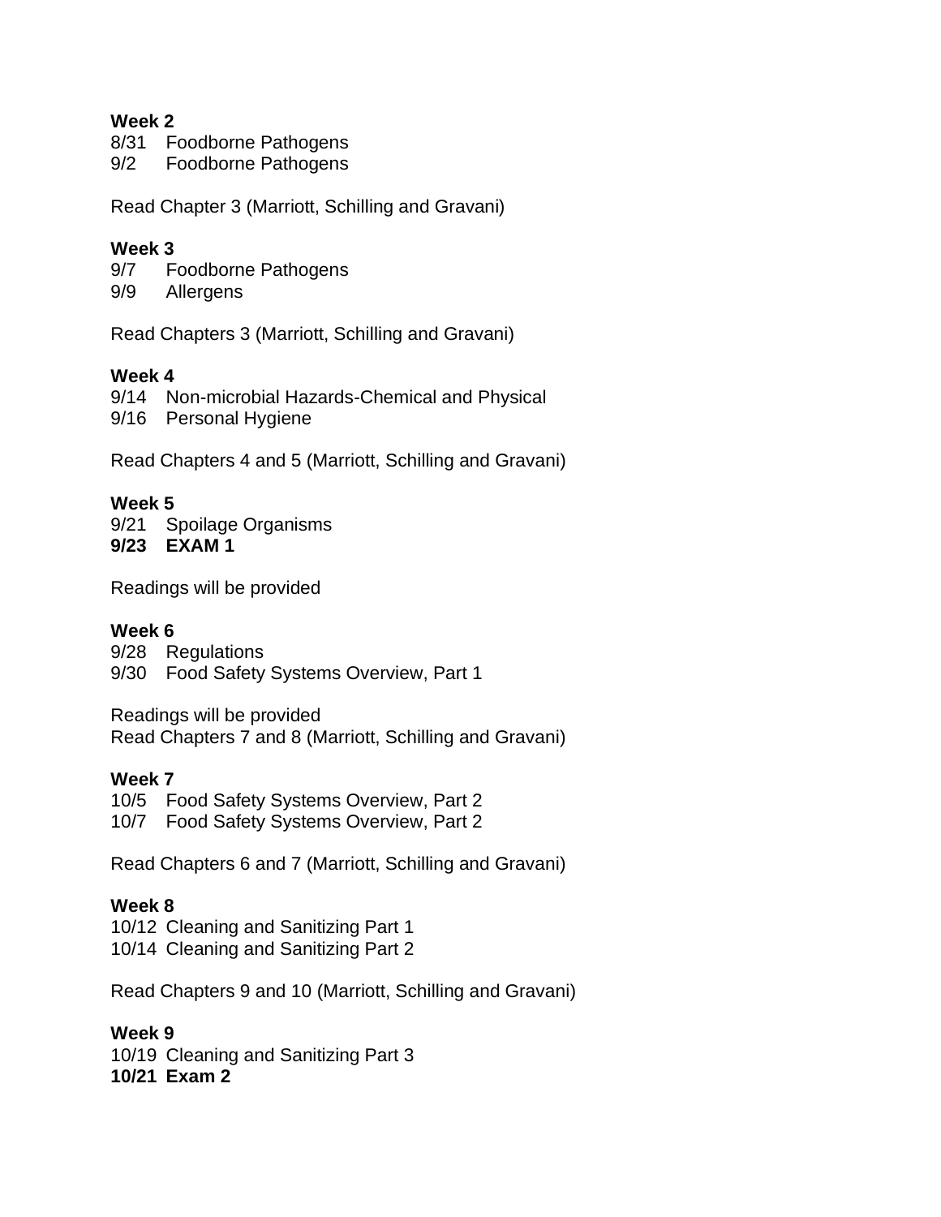**Week 2**
8/31 Foodborne Pathogens
9/2 Foodborne Pathogens

Read Chapter 3 (Marriott, Schilling and Gravani)

**Week 3**
9/7 Foodborne Pathogens
9/9 Allergens

Read Chapters 3 (Marriott, Schilling and Gravani)

**Week 4**
9/14 Non-microbial Hazards-Chemical and Physical
9/16 Personal Hygiene

Read Chapters 4 and 5 (Marriott, Schilling and Gravani)

**Week 5**
9/21 Spoilage Organisms
**9/23 EXAM 1**

Readings will be provided

**Week 6**
9/28 Regulations
9/30 Food Safety Systems Overview, Part 1

Readings will be provided
Read Chapters 7 and 8 (Marriott, Schilling and Gravani)

**Week 7**
10/5 Food Safety Systems Overview, Part 2
10/7 Food Safety Systems Overview, Part 2

Read Chapters 6 and 7 (Marriott, Schilling and Gravani)

**Week 8**
10/12 Cleaning and Sanitizing Part 1
10/14 Cleaning and Sanitizing Part 2

Read Chapters 9 and 10 (Marriott, Schilling and Gravani)

**Week 9**
10/19 Cleaning and Sanitizing Part 3
**10/21 Exam 2**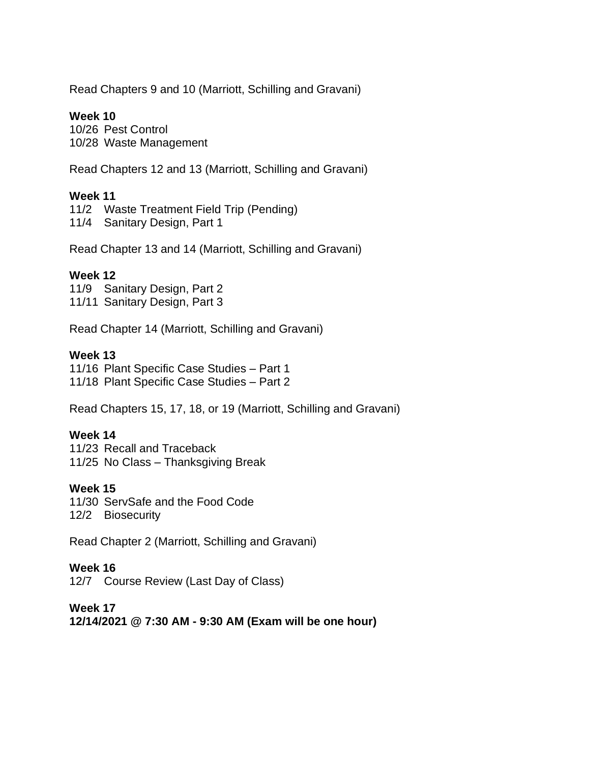Read Chapters 9 and 10 (Marriott, Schilling and Gravani)

**Week 10**
10/26 Pest Control
10/28 Waste Management

Read Chapters 12 and 13 (Marriott, Schilling and Gravani)

**Week 11**
11/2 Waste Treatment Field Trip (Pending)
11/4 Sanitary Design, Part 1

Read Chapter 13 and 14 (Marriott, Schilling and Gravani)

**Week 12**
11/9 Sanitary Design, Part 2
11/11 Sanitary Design, Part 3

Read Chapter 14 (Marriott, Schilling and Gravani)

**Week 13**
11/16 Plant Specific Case Studies – Part 1
11/18 Plant Specific Case Studies – Part 2

Read Chapters 15, 17, 18, or 19 (Marriott, Schilling and Gravani)

**Week 14**
11/23 Recall and Traceback
11/25 No Class – Thanksgiving Break

**Week 15**
11/30 ServSafe and the Food Code
12/2 Biosecurity

Read Chapter 2 (Marriott, Schilling and Gravani)

**Week 16**
12/7 Course Review (Last Day of Class)

**Week 17**
**12/14/2021 @ 7:30 AM - 9:30 AM (Exam will be one hour)**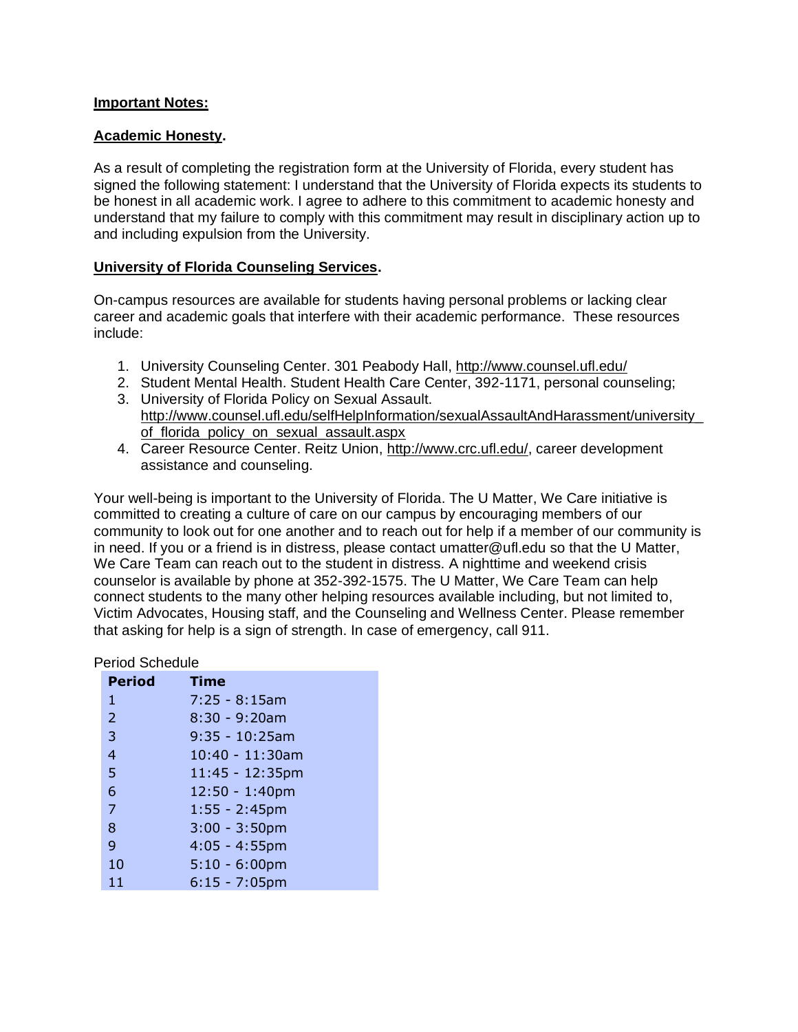**Important Notes:**

**Academic Honesty.**

As a result of completing the registration form at the University of Florida, every student has signed the following statement: I understand that the University of Florida expects its students to be honest in all academic work. I agree to adhere to this commitment to academic honesty and understand that my failure to comply with this commitment may result in disciplinary action up to and including expulsion from the University.

**University of Florida Counseling Services.**

On-campus resources are available for students having personal problems or lacking clear career and academic goals that interfere with their academic performance. These resources include:

1. University Counseling Center. 301 Peabody Hall, http://www.counsel.ufl.edu/
2. Student Mental Health. Student Health Care Center, 392-1171, personal counseling;
3. University of Florida Policy on Sexual Assault. http://www.counsel.ufl.edu/selfHelpInformation/sexualAssaultAndHarassment/university_of_florida_policy_on_sexual_assault.aspx
4. Career Resource Center. Reitz Union, http://www.crc.ufl.edu/, career development assistance and counseling.

Your well-being is important to the University of Florida. The U Matter, We Care initiative is committed to creating a culture of care on our campus by encouraging members of our community to look out for one another and to reach out for help if a member of our community is in need. If you or a friend is in distress, please contact umatter@ufl.edu so that the U Matter, We Care Team can reach out to the student in distress. A nighttime and weekend crisis counselor is available by phone at 352-392-1575. The U Matter, We Care Team can help connect students to the many other helping resources available including, but not limited to, Victim Advocates, Housing staff, and the Counseling and Wellness Center. Please remember that asking for help is a sign of strength. In case of emergency, call 911.

Period Schedule

| Period | Time |
|---|---|
| 1 | 7:25 - 8:15am |
| 2 | 8:30 - 9:20am |
| 3 | 9:35 - 10:25am |
| 4 | 10:40 - 11:30am |
| 5 | 11:45 - 12:35pm |
| 6 | 12:50 - 1:40pm |
| 7 | 1:55 - 2:45pm |
| 8 | 3:00 - 3:50pm |
| 9 | 4:05 - 4:55pm |
| 10 | 5:10 - 6:00pm |
| 11 | 6:15 - 7:05pm |